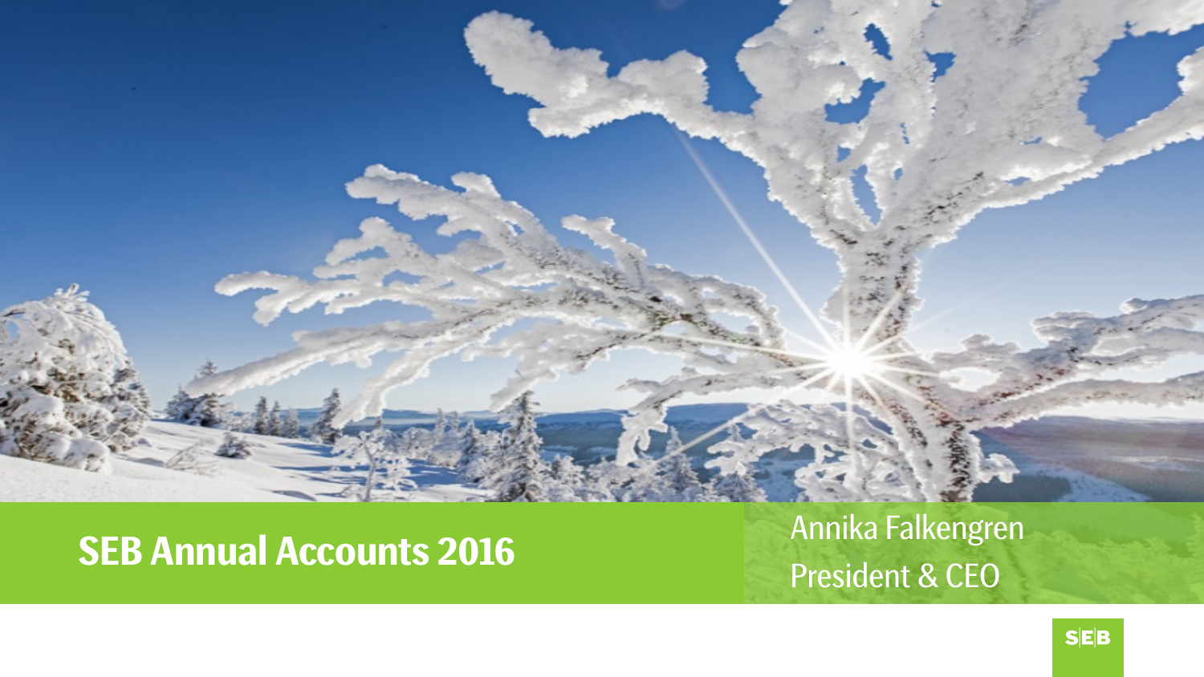# SEB Annual Accounts 2016

Annika Falkengren
President & CEO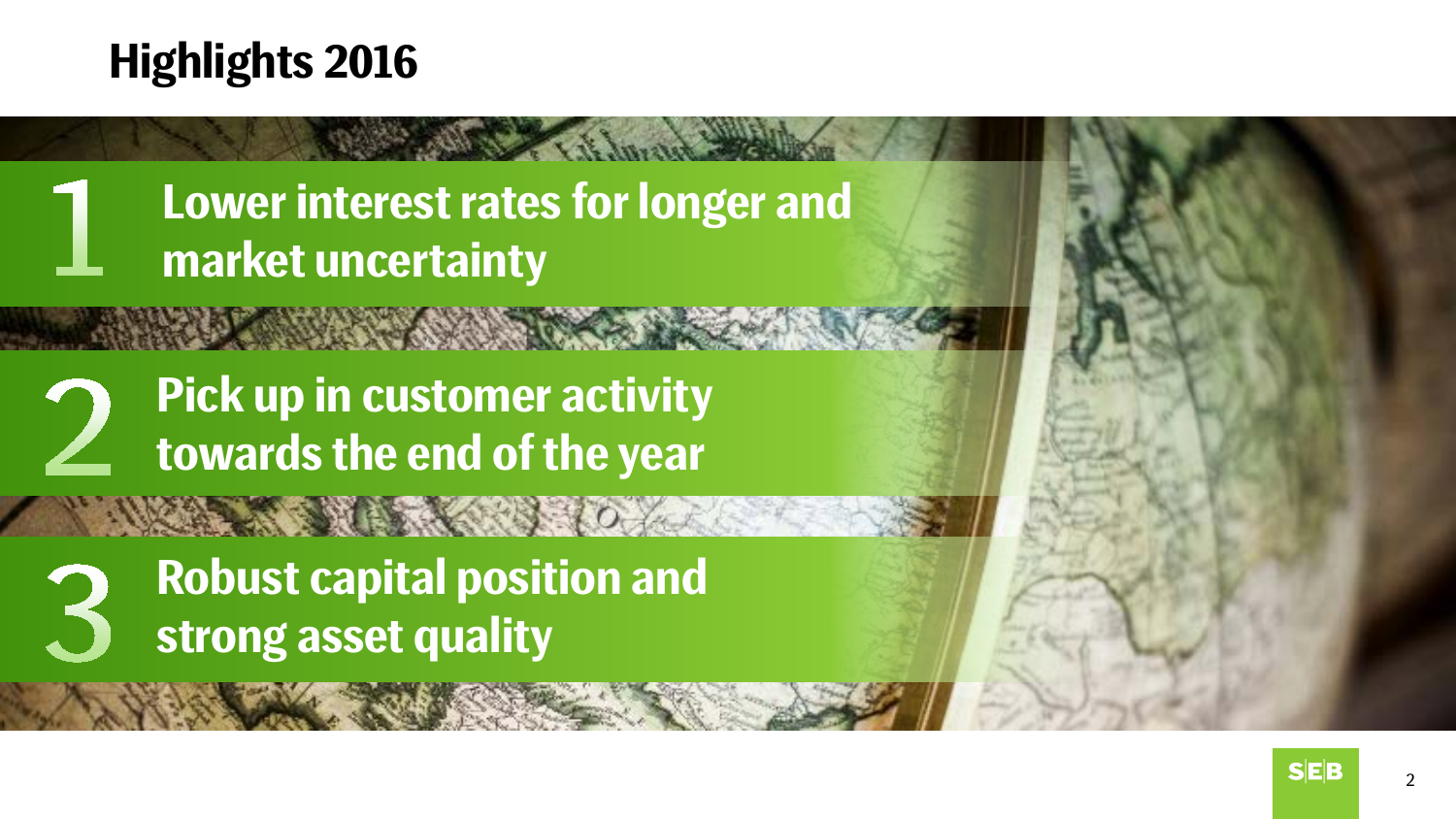# Highlights 2016

1. Lower interest rates for longer and market uncertainty
2. Pick up in customer activity towards the end of the year
3. Robust capital position and strong asset quality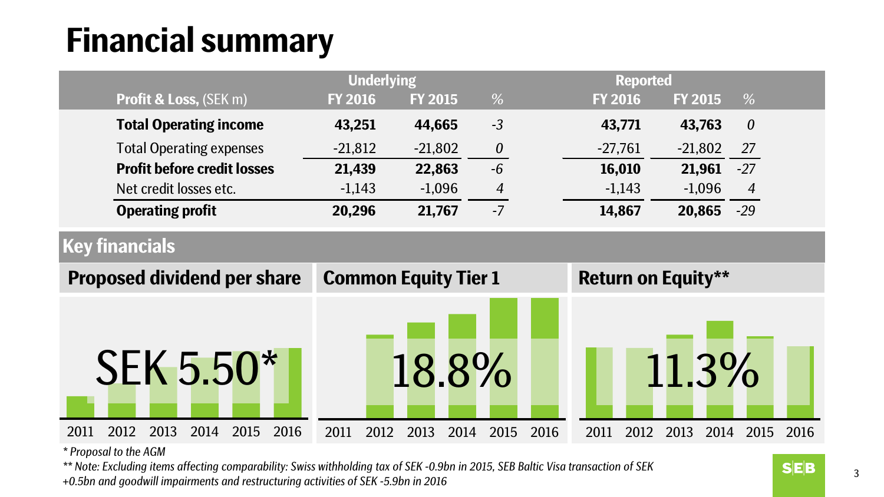# Financial summary

| Profit & Loss, (SEK m) | Underlying FY 2016 | Underlying FY 2015 | % | Reported FY 2016 | Reported FY 2015 | % |
|---|---|---|---|---|---|---|
| **Total Operating income** | **43,251** | **44,665** | *-3* | **43,771** | **43,763** | *0* |
| Total Operating expenses | -21,812 | -21,802 | *0* | -27,761 | -21,802 | *27* |
| **Profit before credit losses** | **21,439** | **22,863** | *-6* | **16,010** | **21,961** | *-27* |
| Net credit losses etc. | -1,143 | -1,096 | *4* | -1,143 | -1,096 | *4* |
| **Operating profit** | **20,296** | **21,767** | *-7* | **14,867** | **20,865** | *-29* |

## Key financials

**Proposed dividend per share**

SEK 5.50*

2011 2012 2013 2014 2015 2016

**Common Equity Tier 1**

18.8%

2011 2012 2013 2014 2015 2016

**Return on Equity****

11.3%

2011 2012 2013 2014 2015 2016

*\* Proposal to the AGM*

*\*\* Note: Excluding items affecting comparability: Swiss withholding tax of SEK -0.9bn in 2015, SEB Baltic Visa transaction of SEK +0.5bn and goodwill impairments and restructuring activities of SEK -5.9bn in 2016*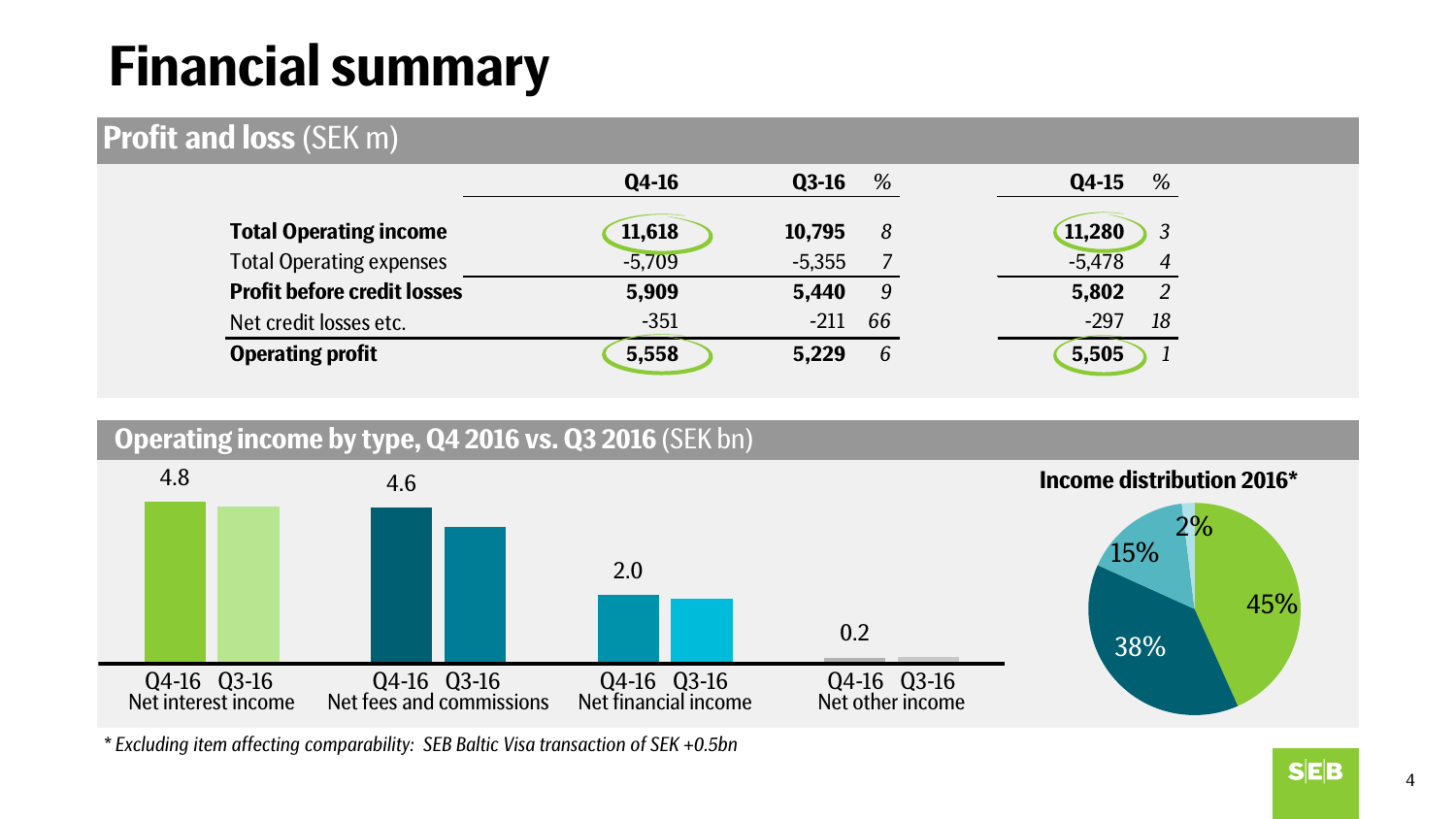# Financial summary

## Profit and loss (SEK m)

| | Q4-16 | Q3-16 | % | Q4-15 | % |
|---|---|---|---|---|---|
| **Total Operating income** | **11,618** | **10,795** | *8* | **11,280** | *3* |
| Total Operating expenses | -5,709 | -5,355 | *7* | -5,478 | *4* |
| **Profit before credit losses** | **5,909** | **5,440** | *9* | **5,802** | *2* |
| Net credit losses etc. | -351 | -211 | *66* | -297 | *18* |
| **Operating profit** | **5,558** | **5,229** | *6* | **5,505** | *1* |

## Operating income by type, Q4 2016 vs. Q3 2016 (SEK bn)

| | Q4-16 |
|---|---|
| Net interest income | 4.8 |
| Net fees and commissions | 4.6 |
| Net financial income | 2.0 |
| Net other income | 0.2 |

**Income distribution 2016***

45%, 38%, 15%, 2%

*\* Excluding item affecting comparability: SEB Baltic Visa transaction of SEK +0.5bn*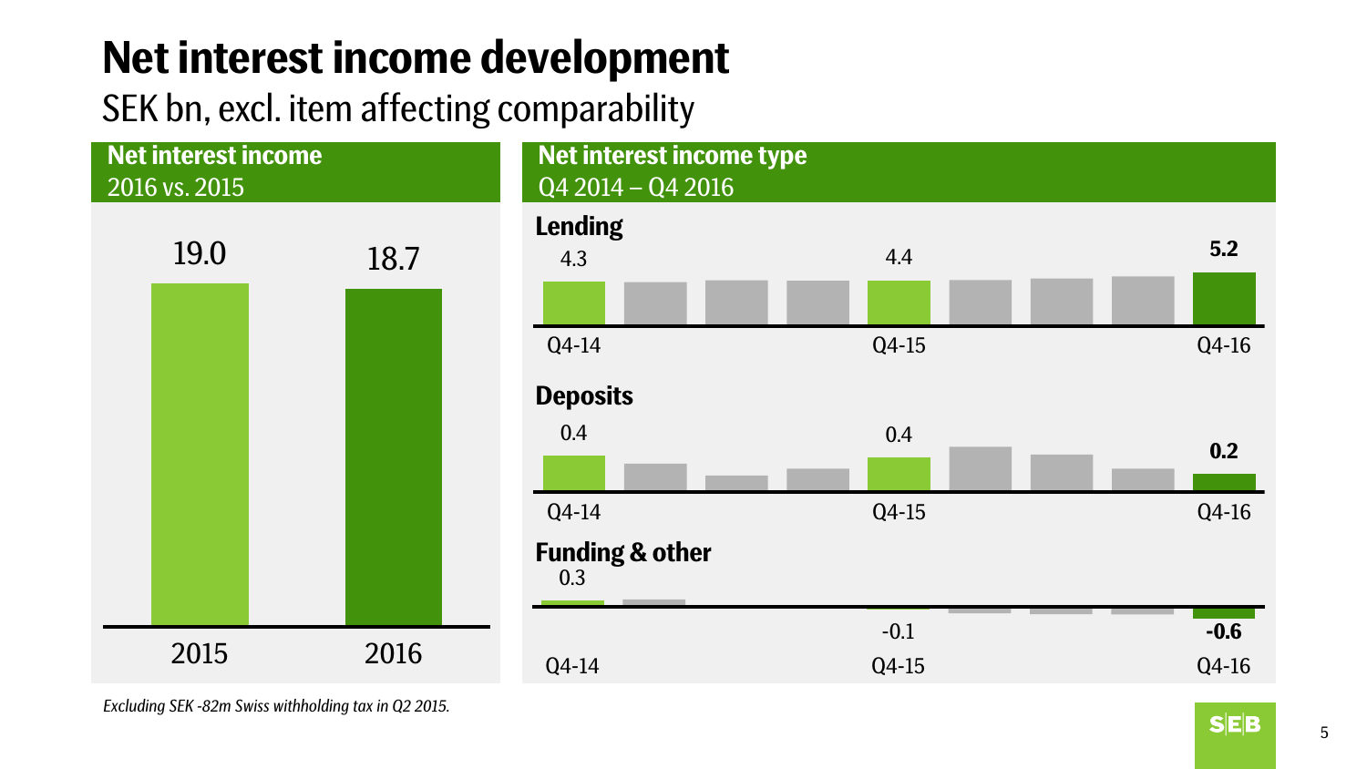# Net interest income development

SEK bn, excl. item affecting comparability

## Net interest income

2016 vs. 2015

| 2015 | 2016 |
|---|---|
| 19.0 | 18.7 |

## Net interest income type

Q4 2014 – Q4 2016

**Lending**

| Q4-14 | Q4-15 | Q4-16 |
|---|---|---|
| 4.3 | 4.4 | **5.2** |

**Deposits**

| Q4-14 | Q4-15 | Q4-16 |
|---|---|---|
| 0.4 | 0.4 | **0.2** |

**Funding & other**

| Q4-14 | Q4-15 | Q4-16 |
|---|---|---|
| 0.3 | -0.1 | **-0.6** |

*Excluding SEK -82m Swiss withholding tax in Q2 2015.*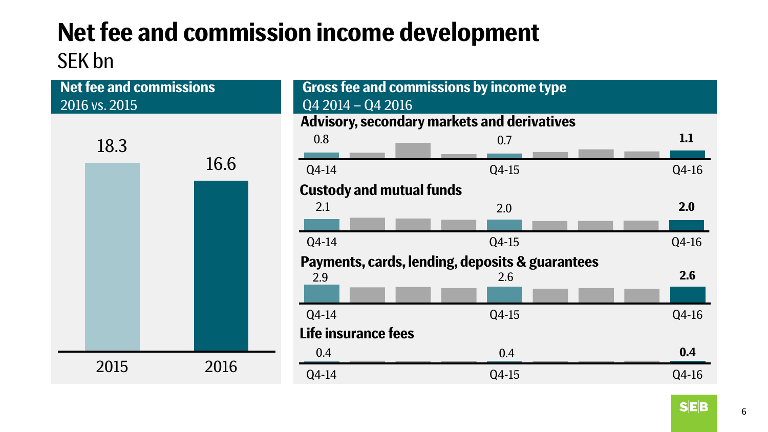# Net fee and commission income development

SEK bn

## Net fee and commissions

2016 vs. 2015

| Year | SEK bn |
|---|---|
| 2015 | 18.3 |
| 2016 | 16.6 |

## Gross fee and commissions by income type

Q4 2014 – Q4 2016

| Income type | Q4-14 | Q4-15 | Q4-16 |
|---|---|---|---|
| Advisory, secondary markets and derivatives | 0.8 | 0.7 | **1.1** |
| Custody and mutual funds | 2.1 | 2.0 | **2.0** |
| Payments, cards, lending, deposits & guarantees | 2.9 | 2.6 | **2.6** |
| Life insurance fees | 0.4 | 0.4 | **0.4** |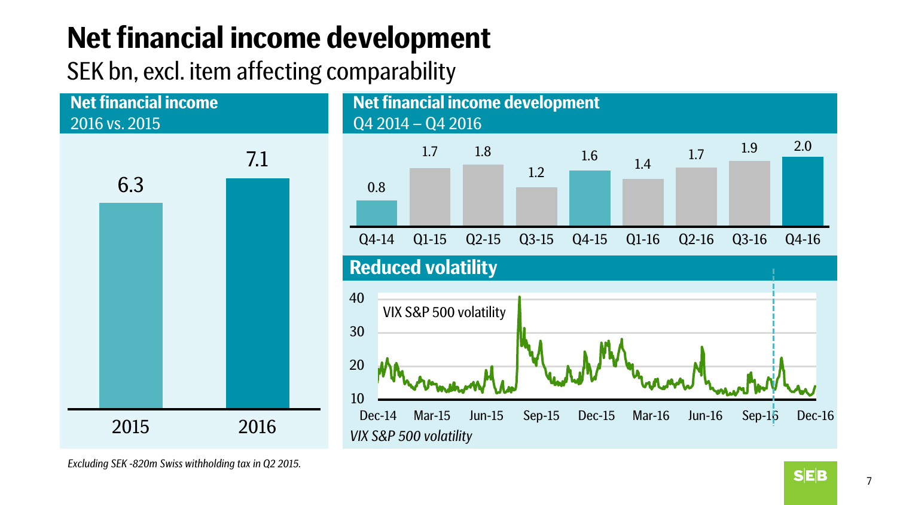# Net financial income development

SEK bn, excl. item affecting comparability

## Net financial income

2016 vs. 2015

| 2015 | 2016 |
|---|---|
| 6.3 | 7.1 |

## Net financial income development

Q4 2014 – Q4 2016

| Q4-14 | Q1-15 | Q2-15 | Q3-15 | Q4-15 | Q1-16 | Q2-16 | Q3-16 | Q4-16 |
|---|---|---|---|---|---|---|---|---|
| 0.8 | 1.7 | 1.8 | 1.2 | 1.6 | 1.4 | 1.7 | 1.9 | 2.0 |

## Reduced volatility

VIX S&P 500 volatility

Dec-14, Mar-15, Jun-15, Sep-15, Dec-15, Mar-16, Jun-16, Sep-16, Dec-16

*VIX S&P 500 volatility*

*Excluding SEK -820m Swiss withholding tax in Q2 2015.*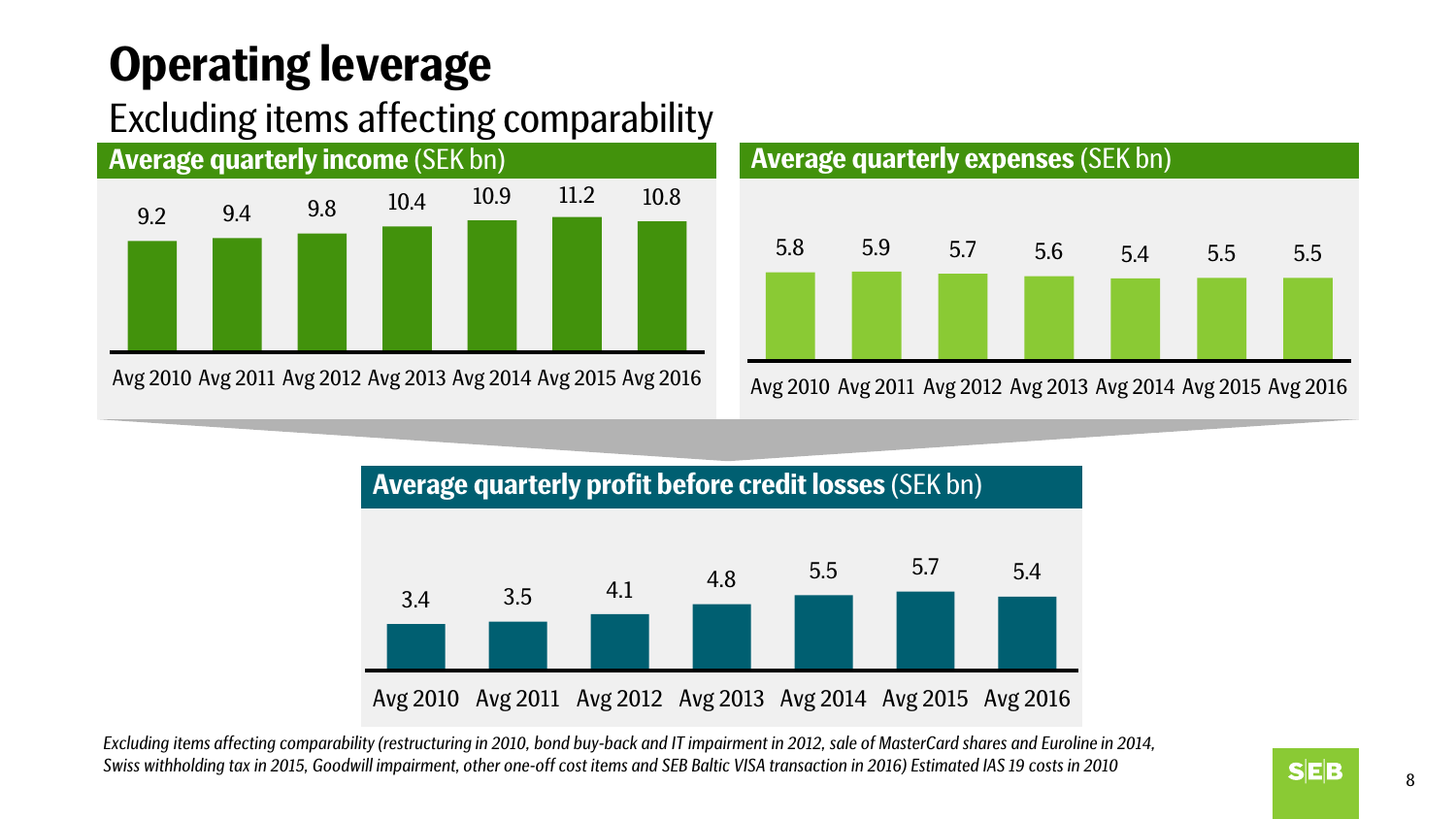# Operating leverage

## Excluding items affecting comparability

**Average quarterly income** (SEK bn)

| Avg 2010 | Avg 2011 | Avg 2012 | Avg 2013 | Avg 2014 | Avg 2015 | Avg 2016 |
|---|---|---|---|---|---|---|
| 9.2 | 9.4 | 9.8 | 10.4 | 10.9 | 11.2 | 10.8 |

**Average quarterly expenses** (SEK bn)

| Avg 2010 | Avg 2011 | Avg 2012 | Avg 2013 | Avg 2014 | Avg 2015 | Avg 2016 |
|---|---|---|---|---|---|---|
| 5.8 | 5.9 | 5.7 | 5.6 | 5.4 | 5.5 | 5.5 |

**Average quarterly profit before credit losses** (SEK bn)

| Avg 2010 | Avg 2011 | Avg 2012 | Avg 2013 | Avg 2014 | Avg 2015 | Avg 2016 |
|---|---|---|---|---|---|---|
| 3.4 | 3.5 | 4.1 | 4.8 | 5.5 | 5.7 | 5.4 |

*Excluding items affecting comparability (restructuring in 2010, bond buy-back and IT impairment in 2012, sale of MasterCard shares and Euroline in 2014, Swiss withholding tax in 2015, Goodwill impairment, other one-off cost items and SEB Baltic VISA transaction in 2016) Estimated IAS 19 costs in 2010*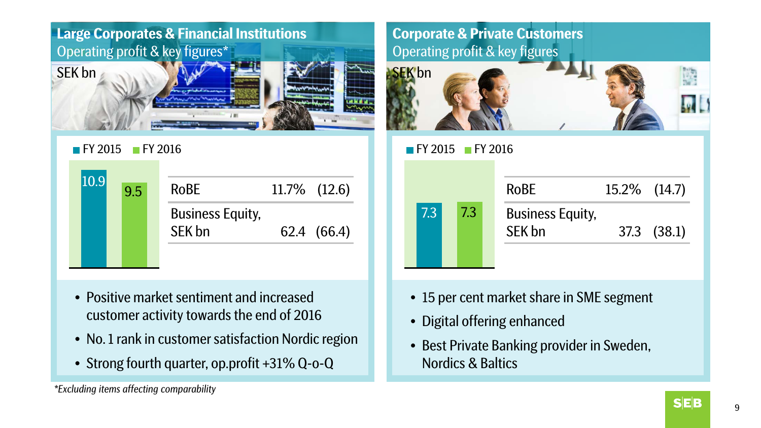## Large Corporates & Financial Institutions

Operating profit & key figures*

SEK bn

FY 2015 FY 2016

| | FY 2015 | FY 2016 |
|---|---|---|
| Operating profit | 10.9 | 9.5 |

| | | |
|---|---|---|
| RoBE | 11.7% | (12.6) |
| Business Equity, SEK bn | 62.4 | (66.4) |

- Positive market sentiment and increased customer activity towards the end of 2016
- No. 1 rank in customer satisfaction Nordic region
- Strong fourth quarter, op.profit +31% Q-o-Q

*Excluding items affecting comparability*

## Corporate & Private Customers

Operating profit & key figures

SEK bn

FY 2015 FY 2016

| | FY 2015 | FY 2016 |
|---|---|---|
| Operating profit | 7.3 | 7.3 |

| | | |
|---|---|---|
| RoBE | 15.2% | (14.7) |
| Business Equity, SEK bn | 37.3 | (38.1) |

- 15 per cent market share in SME segment
- Digital offering enhanced
- Best Private Banking provider in Sweden, Nordics & Baltics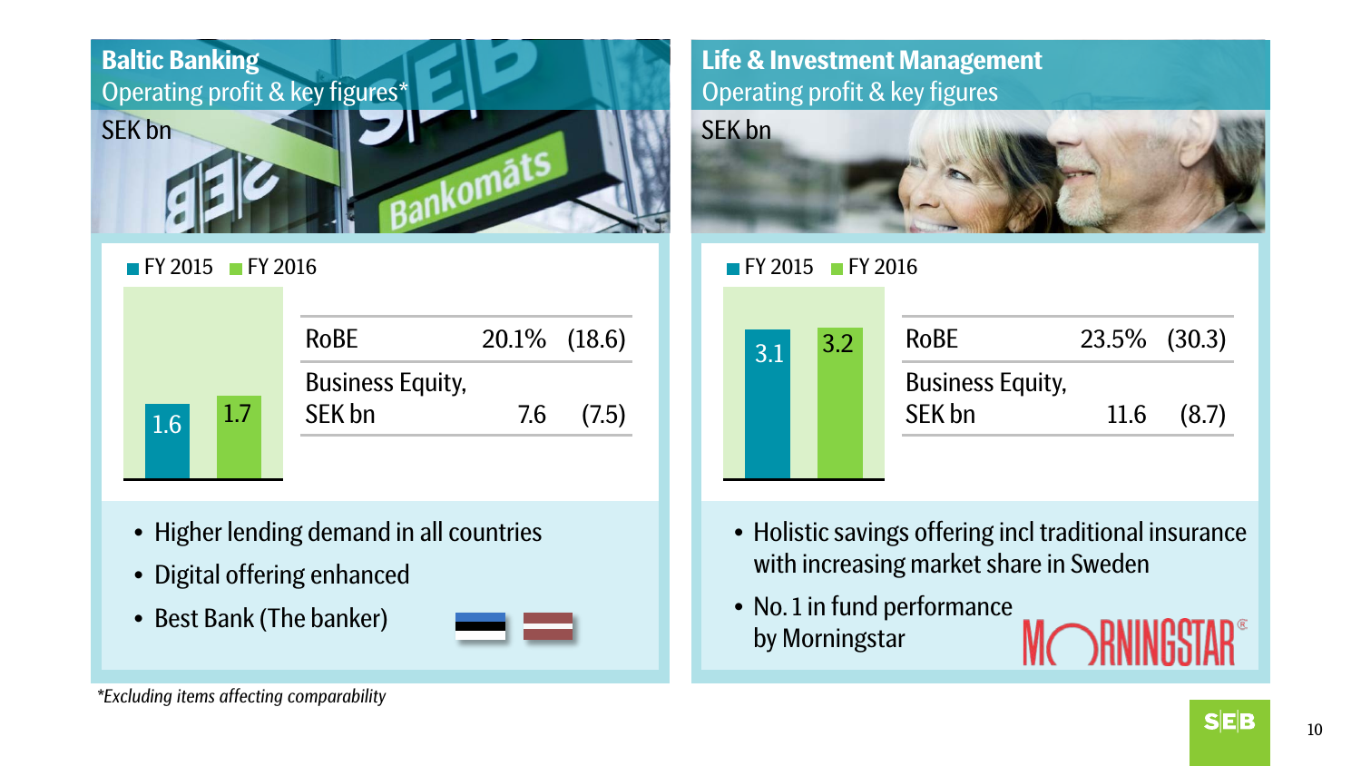## Baltic Banking

Operating profit & key figures*

SEK bn

FY 2015 | FY 2016

| FY 2015 | FY 2016 |
|---|---|
| 1.6 | 1.7 |

| | | |
|---|---|---|
| RoBE | 20.1% | (18.6) |
| Business Equity, SEK bn | 7.6 | (7.5) |

- Higher lending demand in all countries
- Digital offering enhanced
- Best Bank (The banker)

*Excluding items affecting comparability*

## Life & Investment Management

Operating profit & key figures

SEK bn

| FY 2015 | FY 2016 |
|---|---|
| 3.1 | 3.2 |

| | | |
|---|---|---|
| RoBE | 23.5% | (30.3) |
| Business Equity, SEK bn | 11.6 | (8.7) |

- Holistic savings offering incl traditional insurance with increasing market share in Sweden
- No. 1 in fund performance by Morningstar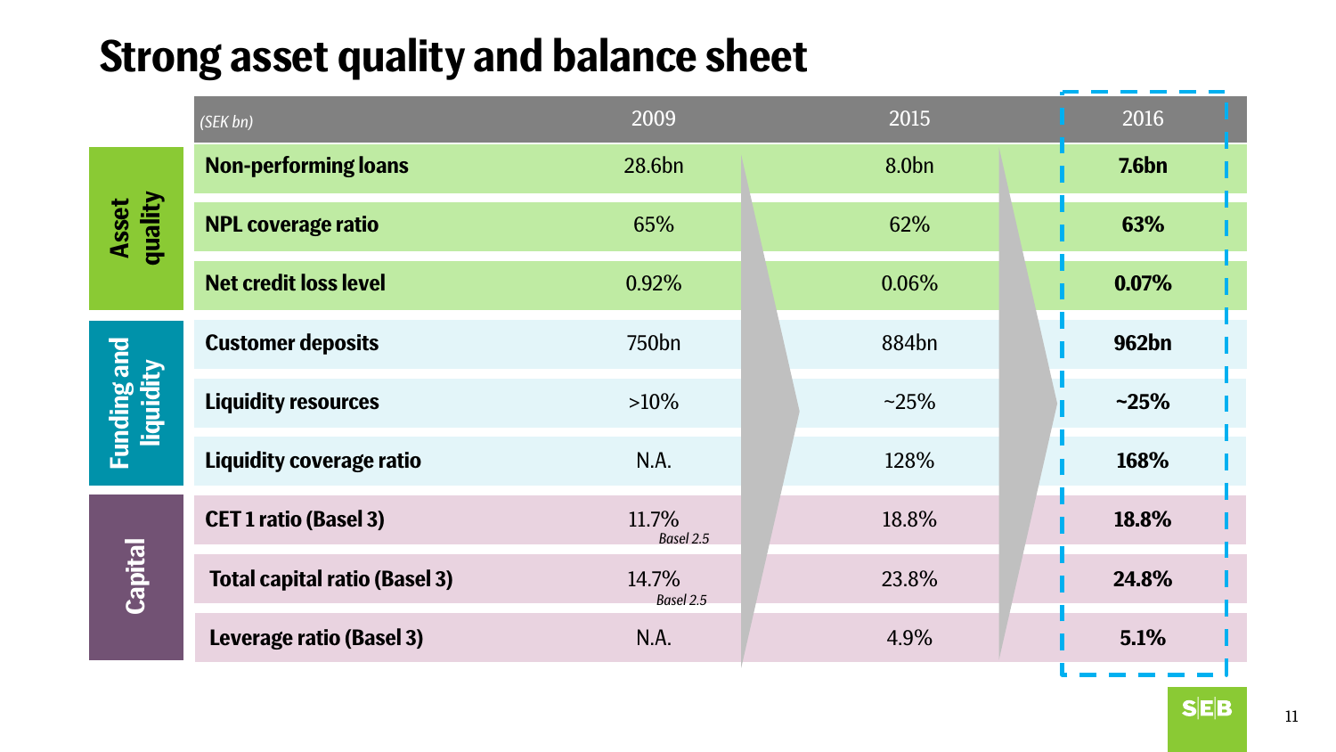# Strong asset quality and balance sheet

| | *(SEK bn)* | 2009 | 2015 | 2016 |
|---|---|---|---|---|
| Asset quality | **Non-performing loans** | 28.6bn | 8.0bn | **7.6bn** |
| | **NPL coverage ratio** | 65% | 62% | **63%** |
| | **Net credit loss level** | 0.92% | 0.06% | **0.07%** |
| Funding and liquidity | **Customer deposits** | 750bn | 884bn | **962bn** |
| | **Liquidity resources** | >10% | ~25% | **~25%** |
| | **Liquidity coverage ratio** | N.A. | 128% | **168%** |
| Capital | **CET 1 ratio (Basel 3)** | 11.7% *Basel 2.5* | 18.8% | **18.8%** |
| | **Total capital ratio (Basel 3)** | 14.7% *Basel 2.5* | 23.8% | **24.8%** |
| | **Leverage ratio (Basel 3)** | N.A. | 4.9% | **5.1%** |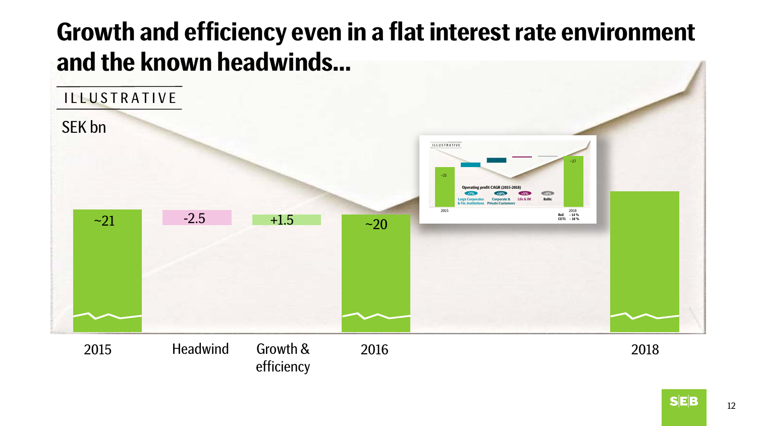# Growth and efficiency even in a flat interest rate environment and the known headwinds…

ILLUSTRATIVE

SEK bn

| 2015 | Headwind | Growth & efficiency | 2016 | 2018 |
|---|---|---|---|---|
| ~21 | -2.5 | +1.5 | ~20 | |

ILLUSTRATIVE

Operating profit CAGR (2015-2018)

| | Large Corporates & Fin. Institutions | Corporate & Private Customers | Life & IM | Baltic | |
|---|---|---|---|---|---|
| 2015: ~21 | +7% | +10% | +5% | +8% | 2018: ~27 |

2018: RoE ~14 %, CET1 ~18 %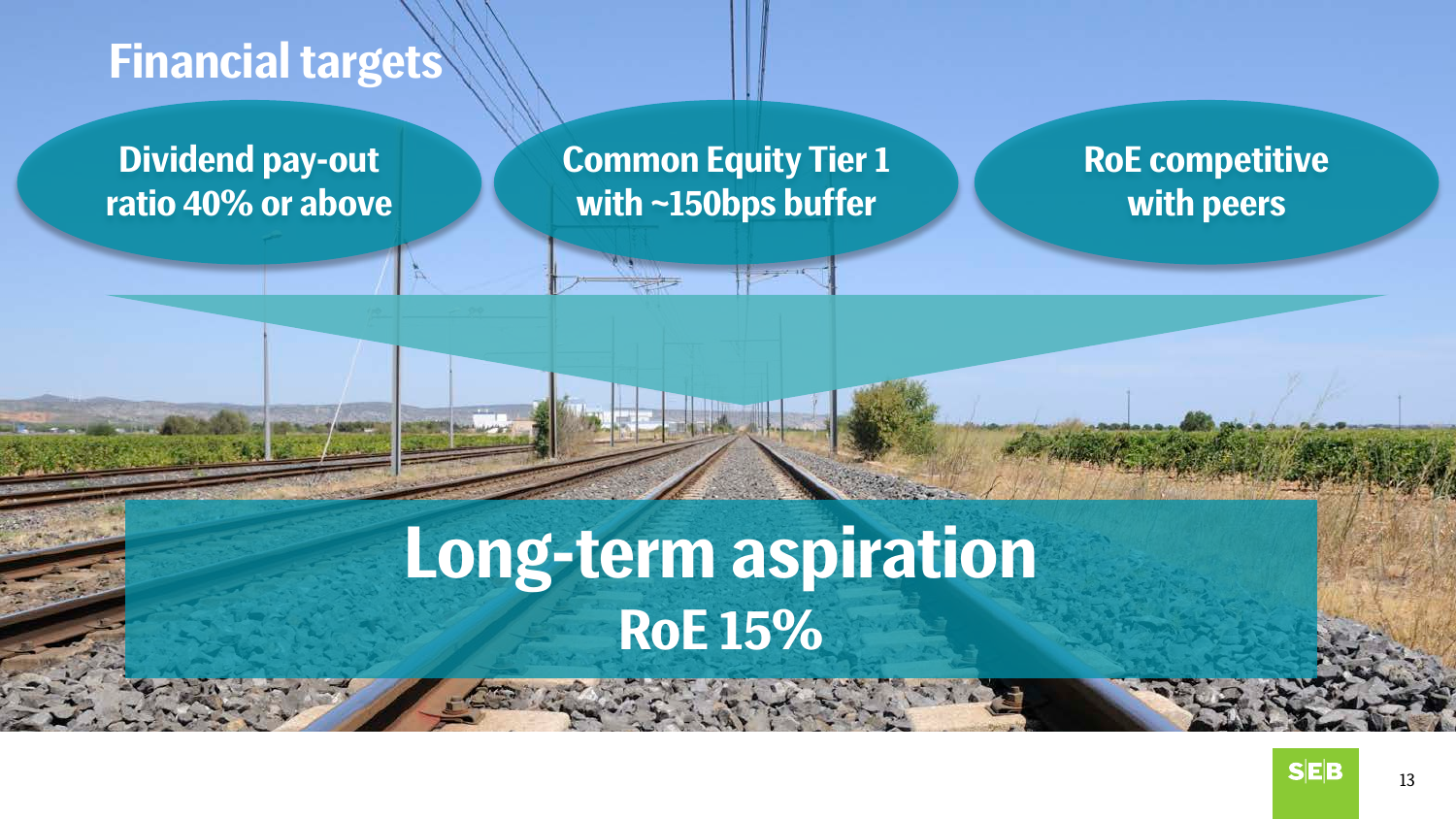# Financial targets

- Dividend pay-out ratio 40% or above
- Common Equity Tier 1 with ~150bps buffer
- RoE competitive with peers

## Long-term aspiration

**RoE 15%**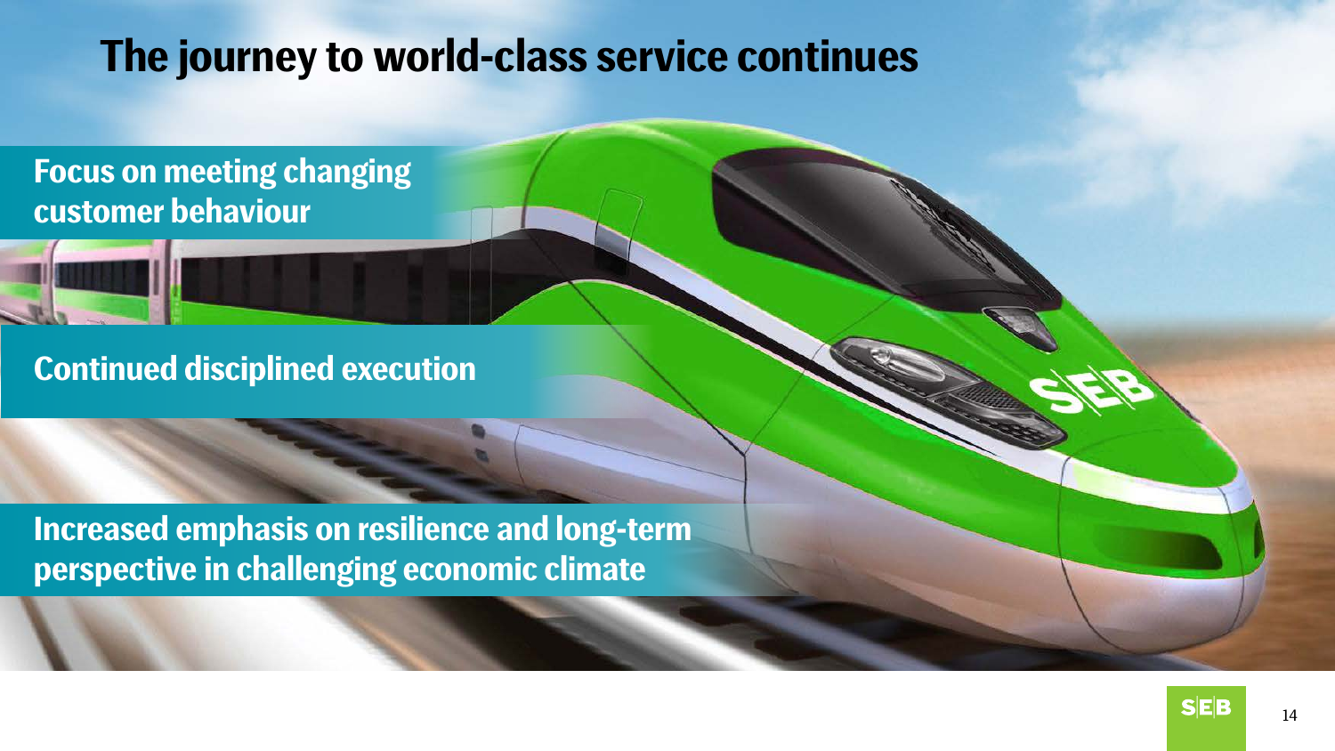# The journey to world-class service continues

Focus on meeting changing customer behaviour

Continued disciplined execution

Increased emphasis on resilience and long-term perspective in challenging economic climate